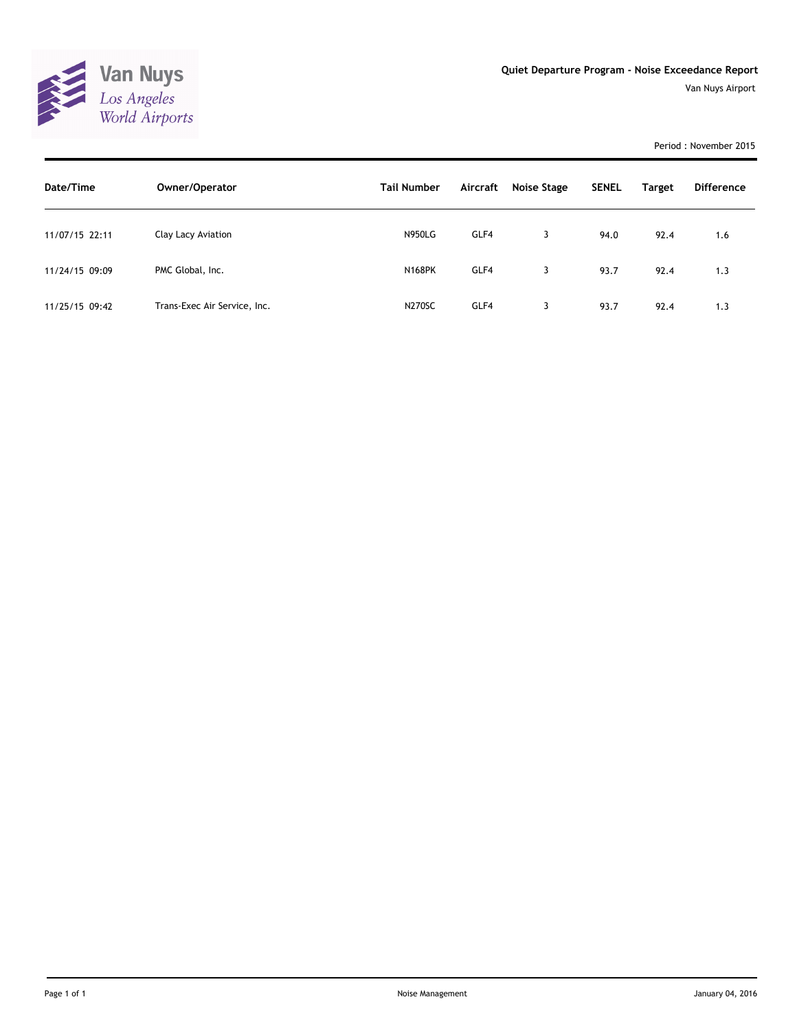Van Nuys
*Los Angeles World Airports*

## Quiet Departure Program - Noise Exceedance Report

Van Nuys Airport

Period : November 2015

| Date/Time | Owner/Operator | Tail Number | Aircraft | Noise Stage | SENEL | Target | Difference |
|---|---|---|---|---|---|---|---|
| 11/07/15 22:11 | Clay Lacy Aviation | N950LG | GLF4 | 3 | 94.0 | 92.4 | 1.6 |
| 11/24/15 09:09 | PMC Global, Inc. | N168PK | GLF4 | 3 | 93.7 | 92.4 | 1.3 |
| 11/25/15 09:42 | Trans-Exec Air Service, Inc. | N270SC | GLF4 | 3 | 93.7 | 92.4 | 1.3 |

Noise Management

January 04, 2016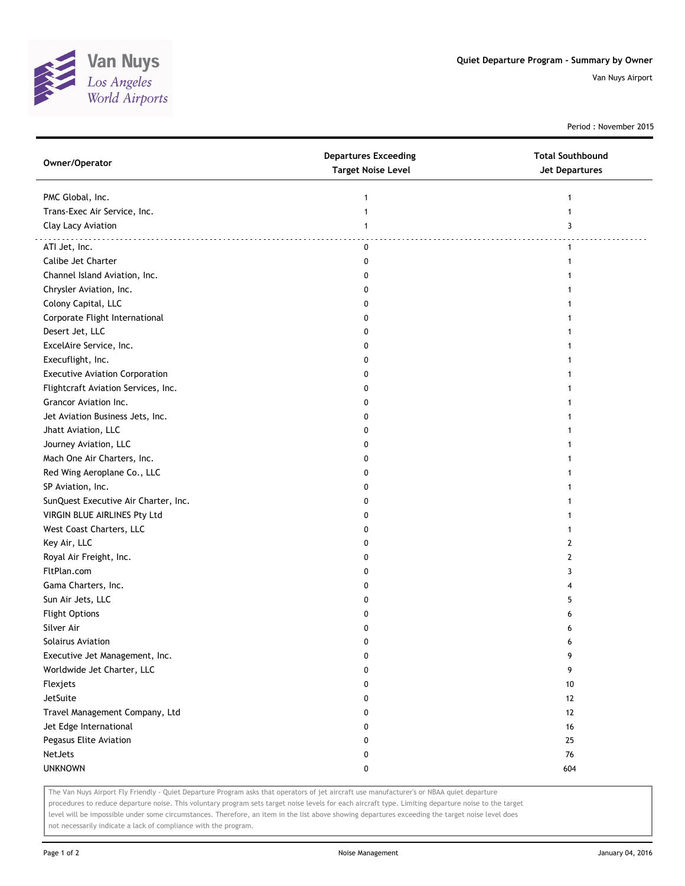Van Nuys
*Los Angeles World Airports*

**Quiet Departure Program - Summary by Owner**

Van Nuys Airport

Period : November 2015

| Owner/Operator | Departures Exceeding Target Noise Level | Total Southbound Jet Departures |
|---|---|---|
| PMC Global, Inc. | 1 | 1 |
| Trans-Exec Air Service, Inc. | 1 | 1 |
| Clay Lacy Aviation | 1 | 3 |
| ATI Jet, Inc. | 0 | 1 |
| Calibe Jet Charter | 0 | 1 |
| Channel Island Aviation, Inc. | 0 | 1 |
| Chrysler Aviation, Inc. | 0 | 1 |
| Colony Capital, LLC | 0 | 1 |
| Corporate Flight International | 0 | 1 |
| Desert Jet, LLC | 0 | 1 |
| ExcelAire Service, Inc. | 0 | 1 |
| Execuflight, Inc. | 0 | 1 |
| Executive Aviation Corporation | 0 | 1 |
| Flightcraft Aviation Services, Inc. | 0 | 1 |
| Grancor Aviation Inc. | 0 | 1 |
| Jet Aviation Business Jets, Inc. | 0 | 1 |
| Jhatt Aviation, LLC | 0 | 1 |
| Journey Aviation, LLC | 0 | 1 |
| Mach One Air Charters, Inc. | 0 | 1 |
| Red Wing Aeroplane Co., LLC | 0 | 1 |
| SP Aviation, Inc. | 0 | 1 |
| SunQuest Executive Air Charter, Inc. | 0 | 1 |
| VIRGIN BLUE AIRLINES Pty Ltd | 0 | 1 |
| West Coast Charters, LLC | 0 | 1 |
| Key Air, LLC | 0 | 2 |
| Royal Air Freight, Inc. | 0 | 2 |
| FltPlan.com | 0 | 3 |
| Gama Charters, Inc. | 0 | 4 |
| Sun Air Jets, LLC | 0 | 5 |
| Flight Options | 0 | 6 |
| Silver Air | 0 | 6 |
| Solairus Aviation | 0 | 6 |
| Executive Jet Management, Inc. | 0 | 9 |
| Worldwide Jet Charter, LLC | 0 | 9 |
| Flexjets | 0 | 10 |
| JetSuite | 0 | 12 |
| Travel Management Company, Ltd | 0 | 12 |
| Jet Edge International | 0 | 16 |
| Pegasus Elite Aviation | 0 | 25 |
| NetJets | 0 | 76 |
| UNKNOWN | 0 | 604 |

The Van Nuys Airport Fly Friendly - Quiet Departure Program asks that operators of jet aircraft use manufacturer's or NBAA quiet departure procedures to reduce departure noise. This voluntary program sets target noise levels for each aircraft type. Limiting departure noise to the target level will be impossible under some circumstances. Therefore, an item in the list above showing departures exceeding the target noise level does not necessarily indicate a lack of compliance with the program.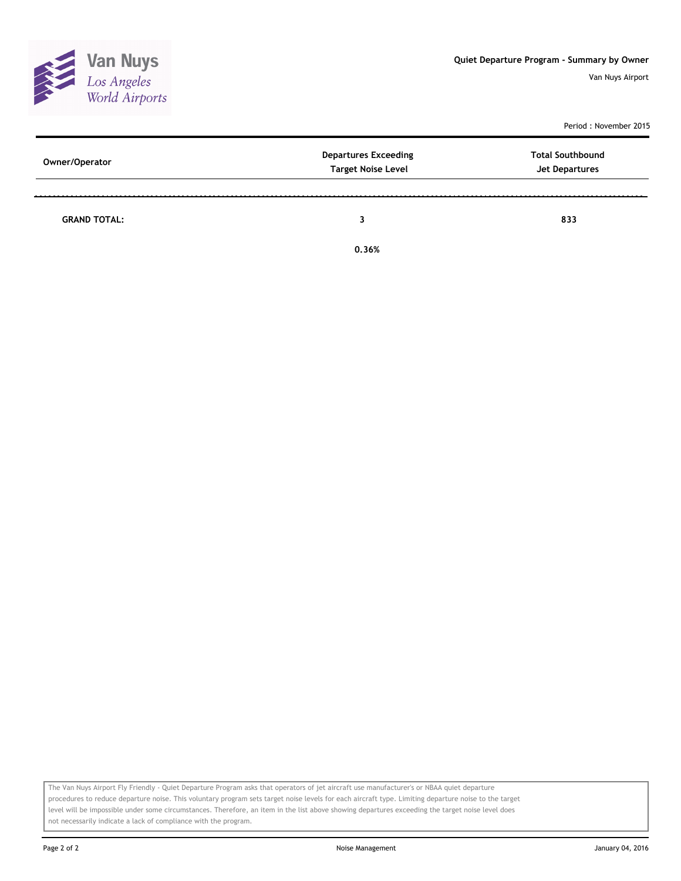# Quiet Departure Program - Summary by Owner

Van Nuys Airport

Period : November 2015

| Owner/Operator | Departures Exceeding Target Noise Level | Total Southbound Jet Departures |
|---|---|---|
| **GRAND TOTAL:** | **3** | **833** |
| | **0.36%** | |

The Van Nuys Airport Fly Friendly - Quiet Departure Program asks that operators of jet aircraft use manufacturer's or NBAA quiet departure procedures to reduce departure noise. This voluntary program sets target noise levels for each aircraft type. Limiting departure noise to the target level will be impossible under some circumstances. Therefore, an item in the list above showing departures exceeding the target noise level does not necessarily indicate a lack of compliance with the program.

Noise Management

January 04, 2016